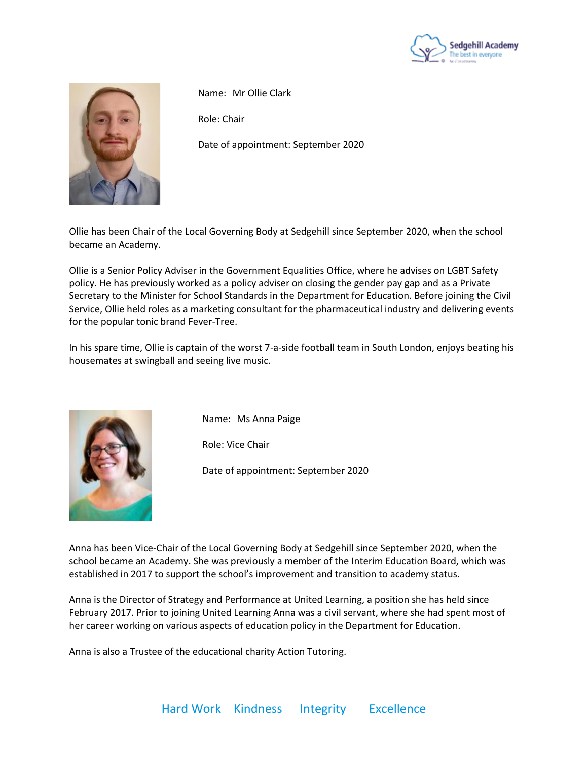Name: Mr Ollie Clark

Role: Chair

Date of appointment: September 2020

Ollie has been Chair of the Local Governing Body at Sedgehill since September 2020, when the school became an Academy.

Ollie is a Senior Policy Adviser in the Government Equalities Office, where he advises on LGBT Safety policy. He has previously worked as a policy adviser on closing the gender pay gap and as a Private Secretary to the Minister for School Standards in the Department for Education. Before joining the Civil Service, Ollie held roles as a marketing consultant for the pharmaceutical industry and delivering events for the popular tonic brand Fever-Tree.

In his spare time, Ollie is captain of the worst 7-a-side football team in South London, enjoys beating his housemates at swingball and seeing live music.

Name: Ms Anna Paige

Role: Vice Chair

Date of appointment: September 2020

Anna has been Vice-Chair of the Local Governing Body at Sedgehill since September 2020, when the school became an Academy. She was previously a member of the Interim Education Board, which was established in 2017 to support the school's improvement and transition to academy status.

Anna is the Director of Strategy and Performance at United Learning, a position she has held since February 2017. Prior to joining United Learning Anna was a civil servant, where she had spent most of her career working on various aspects of education policy in the Department for Education.

Anna is also a Trustee of the educational charity Action Tutoring.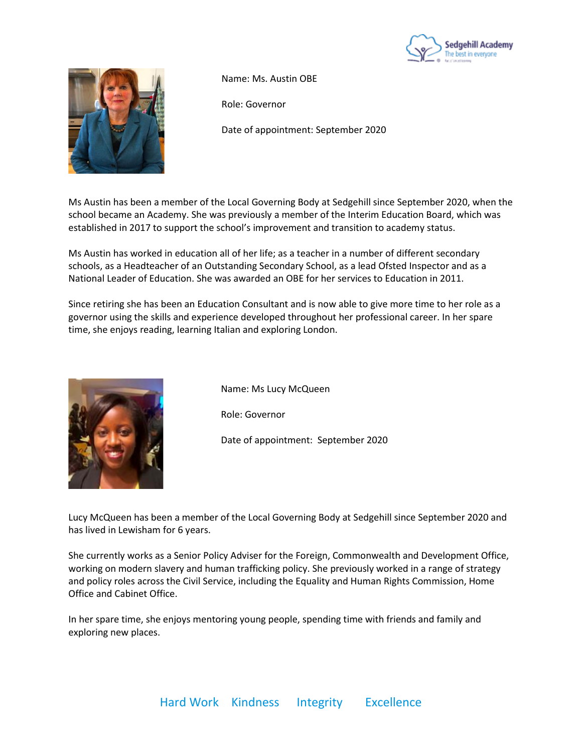Name: Ms. Austin OBE

Role: Governor

Date of appointment: September 2020

Ms Austin has been a member of the Local Governing Body at Sedgehill since September 2020, when the school became an Academy. She was previously a member of the Interim Education Board, which was established in 2017 to support the school's improvement and transition to academy status.

Ms Austin has worked in education all of her life; as a teacher in a number of different secondary schools, as a Headteacher of an Outstanding Secondary School, as a lead Ofsted Inspector and as a National Leader of Education. She was awarded an OBE for her services to Education in 2011.

Since retiring she has been an Education Consultant and is now able to give more time to her role as a governor using the skills and experience developed throughout her professional career. In her spare time, she enjoys reading, learning Italian and exploring London.

Name: Ms Lucy McQueen

Role: Governor

Date of appointment: September 2020

Lucy McQueen has been a member of the Local Governing Body at Sedgehill since September 2020 and has lived in Lewisham for 6 years.

She currently works as a Senior Policy Adviser for the Foreign, Commonwealth and Development Office, working on modern slavery and human trafficking policy. She previously worked in a range of strategy and policy roles across the Civil Service, including the Equality and Human Rights Commission, Home Office and Cabinet Office.

In her spare time, she enjoys mentoring young people, spending time with friends and family and exploring new places.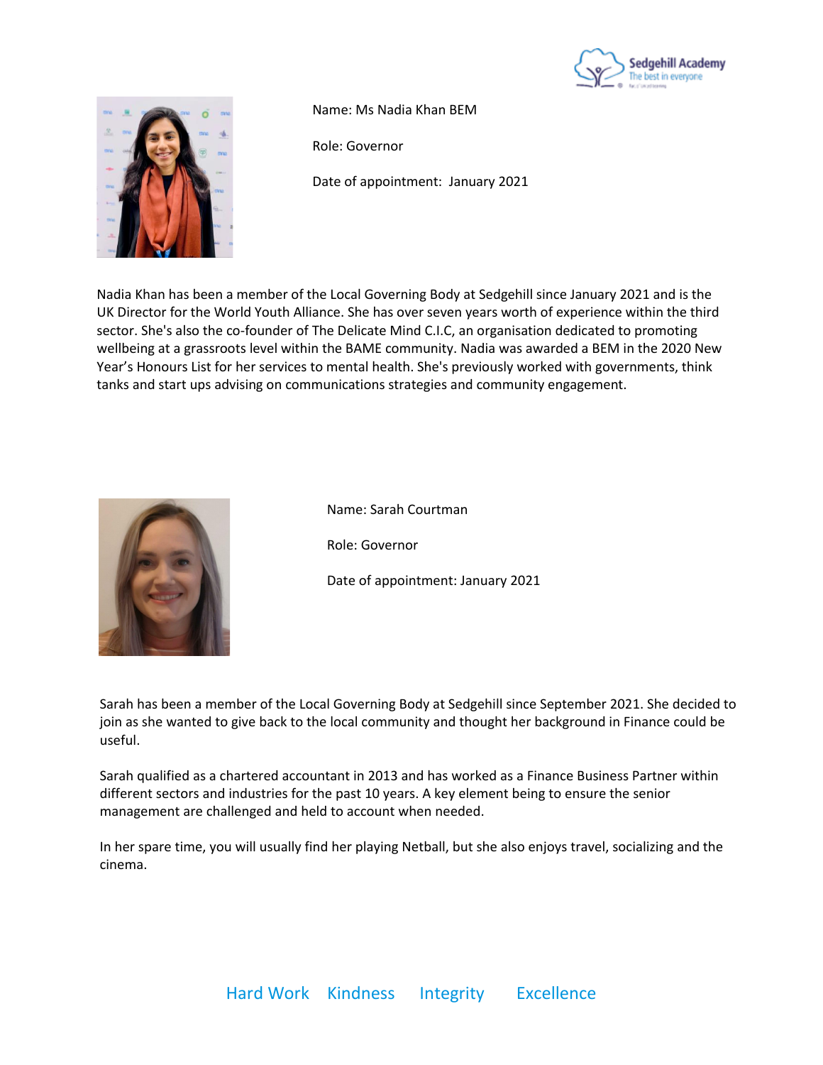Name: Ms Nadia Khan BEM

Role: Governor

Date of appointment: January 2021

Nadia Khan has been a member of the Local Governing Body at Sedgehill since January 2021 and is the UK Director for the World Youth Alliance. She has over seven years worth of experience within the third sector. She's also the co-founder of The Delicate Mind C.I.C, an organisation dedicated to promoting wellbeing at a grassroots level within the BAME community. Nadia was awarded a BEM in the 2020 New Year's Honours List for her services to mental health. She's previously worked with governments, think tanks and start ups advising on communications strategies and community engagement.

Name: Sarah Courtman

Role: Governor

Date of appointment: January 2021

Sarah has been a member of the Local Governing Body at Sedgehill since September 2021. She decided to join as she wanted to give back to the local community and thought her background in Finance could be useful.

Sarah qualified as a chartered accountant in 2013 and has worked as a Finance Business Partner within different sectors and industries for the past 10 years. A key element being to ensure the senior management are challenged and held to account when needed.

In her spare time, you will usually find her playing Netball, but she also enjoys travel, socializing and the cinema.